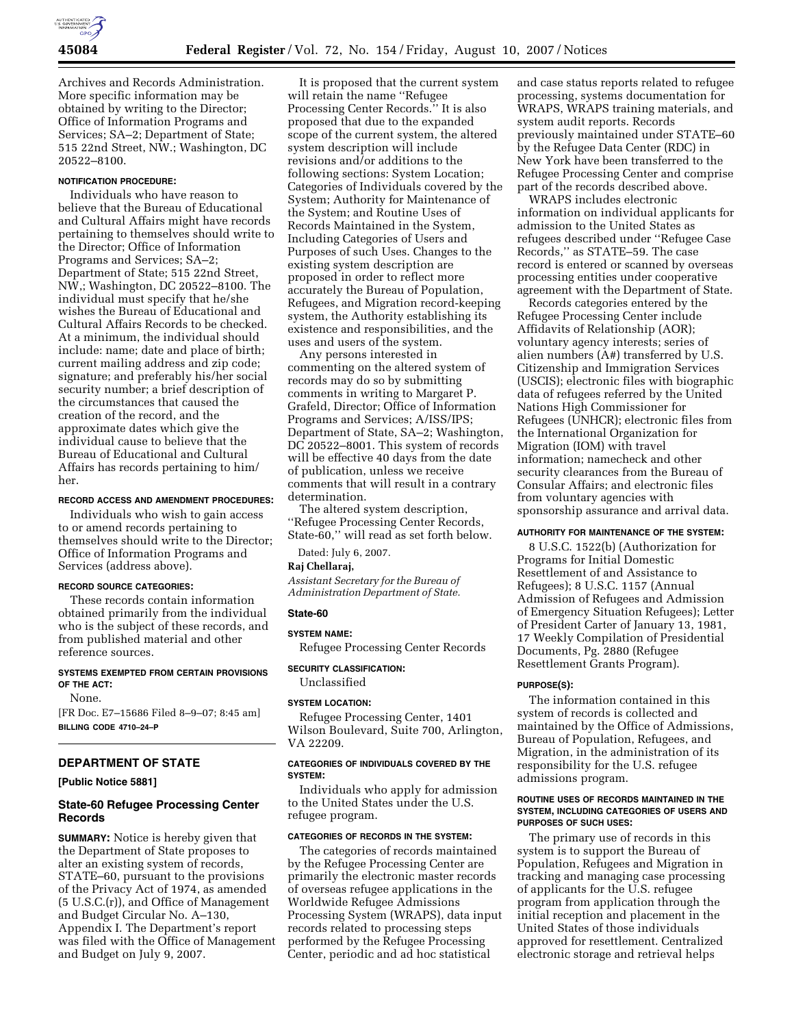Archives and Records Administration. More specific information may be obtained by writing to the Director; Office of Information Programs and Services; SA–2; Department of State; 515 22nd Street, NW.; Washington, DC 20522–8100.

**NOTIFICATION PROCEDURE:**

Individuals who have reason to believe that the Bureau of Educational and Cultural Affairs might have records pertaining to themselves should write to the Director; Office of Information Programs and Services; SA–2; Department of State; 515 22nd Street, NW,; Washington, DC 20522–8100. The individual must specify that he/she wishes the Bureau of Educational and Cultural Affairs Records to be checked. At a minimum, the individual should include: name; date and place of birth; current mailing address and zip code; signature; and preferably his/her social security number; a brief description of the circumstances that caused the creation of the record, and the approximate dates which give the individual cause to believe that the Bureau of Educational and Cultural Affairs has records pertaining to him/her.

**RECORD ACCESS AND AMENDMENT PROCEDURES:**

Individuals who wish to gain access to or amend records pertaining to themselves should write to the Director; Office of Information Programs and Services (address above).

**RECORD SOURCE CATEGORIES:**

These records contain information obtained primarily from the individual who is the subject of these records, and from published material and other reference sources.

**SYSTEMS EXEMPTED FROM CERTAIN PROVISIONS OF THE ACT:**

None.

[FR Doc. E7–15686 Filed 8–9–07; 8:45 am]

**BILLING CODE 4710–24–P**

## DEPARTMENT OF STATE

**[Public Notice 5881]**

## State-60 Refugee Processing Center Records

**SUMMARY:** Notice is hereby given that the Department of State proposes to alter an existing system of records, STATE–60, pursuant to the provisions of the Privacy Act of 1974, as amended (5 U.S.C.(r)), and Office of Management and Budget Circular No. A–130, Appendix I. The Department's report was filed with the Office of Management and Budget on July 9, 2007.

It is proposed that the current system will retain the name ''Refugee Processing Center Records.'' It is also proposed that due to the expanded scope of the current system, the altered system description will include revisions and/or additions to the following sections: System Location; Categories of Individuals covered by the System; Authority for Maintenance of the System; and Routine Uses of Records Maintained in the System, Including Categories of Users and Purposes of such Uses. Changes to the existing system description are proposed in order to reflect more accurately the Bureau of Population, Refugees, and Migration record-keeping system, the Authority establishing its existence and responsibilities, and the uses and users of the system.

Any persons interested in commenting on the altered system of records may do so by submitting comments in writing to Margaret P. Grafeld, Director; Office of Information Programs and Services; A/ISS/IPS; Department of State, SA–2; Washington, DC 20522–8001. This system of records will be effective 40 days from the date of publication, unless we receive comments that will result in a contrary determination.

The altered system description, ''Refugee Processing Center Records, State-60,'' will read as set forth below.

Dated: July 6, 2007.

**Raj Chellaraj,**

*Assistant Secretary for the Bureau of Administration Department of State.*

### State-60

**SYSTEM NAME:**

Refugee Processing Center Records

**SECURITY CLASSIFICATION:**

Unclassified

**SYSTEM LOCATION:**

Refugee Processing Center, 1401 Wilson Boulevard, Suite 700, Arlington, VA 22209.

**CATEGORIES OF INDIVIDUALS COVERED BY THE SYSTEM:**

Individuals who apply for admission to the United States under the U.S. refugee program.

**CATEGORIES OF RECORDS IN THE SYSTEM:**

The categories of records maintained by the Refugee Processing Center are primarily the electronic master records of overseas refugee applications in the Worldwide Refugee Admissions Processing System (WRAPS), data input records related to processing steps performed by the Refugee Processing Center, periodic and ad hoc statistical and case status reports related to refugee processing, systems documentation for WRAPS, WRAPS training materials, and system audit reports. Records previously maintained under STATE–60 by the Refugee Data Center (RDC) in New York have been transferred to the Refugee Processing Center and comprise part of the records described above.

WRAPS includes electronic information on individual applicants for admission to the United States as refugees described under ''Refugee Case Records,'' as STATE–59. The case record is entered or scanned by overseas processing entities under cooperative agreement with the Department of State.

Records categories entered by the Refugee Processing Center include Affidavits of Relationship (AOR); voluntary agency interests; series of alien numbers (A#) transferred by U.S. Citizenship and Immigration Services (USCIS); electronic files with biographic data of refugees referred by the United Nations High Commissioner for Refugees (UNHCR); electronic files from the International Organization for Migration (IOM) with travel information; namecheck and other security clearances from the Bureau of Consular Affairs; and electronic files from voluntary agencies with sponsorship assurance and arrival data.

**AUTHORITY FOR MAINTENANCE OF THE SYSTEM:**

8 U.S.C. 1522(b) (Authorization for Programs for Initial Domestic Resettlement of and Assistance to Refugees); 8 U.S.C. 1157 (Annual Admission of Refugees and Admission of Emergency Situation Refugees); Letter of President Carter of January 13, 1981, 17 Weekly Compilation of Presidential Documents, Pg. 2880 (Refugee Resettlement Grants Program).

**PURPOSE(S):**

The information contained in this system of records is collected and maintained by the Office of Admissions, Bureau of Population, Refugees, and Migration, in the administration of its responsibility for the U.S. refugee admissions program.

**ROUTINE USES OF RECORDS MAINTAINED IN THE SYSTEM, INCLUDING CATEGORIES OF USERS AND PURPOSES OF SUCH USES:**

The primary use of records in this system is to support the Bureau of Population, Refugees and Migration in tracking and managing case processing of applicants for the U.S. refugee program from application through the initial reception and placement in the United States of those individuals approved for resettlement. Centralized electronic storage and retrieval helps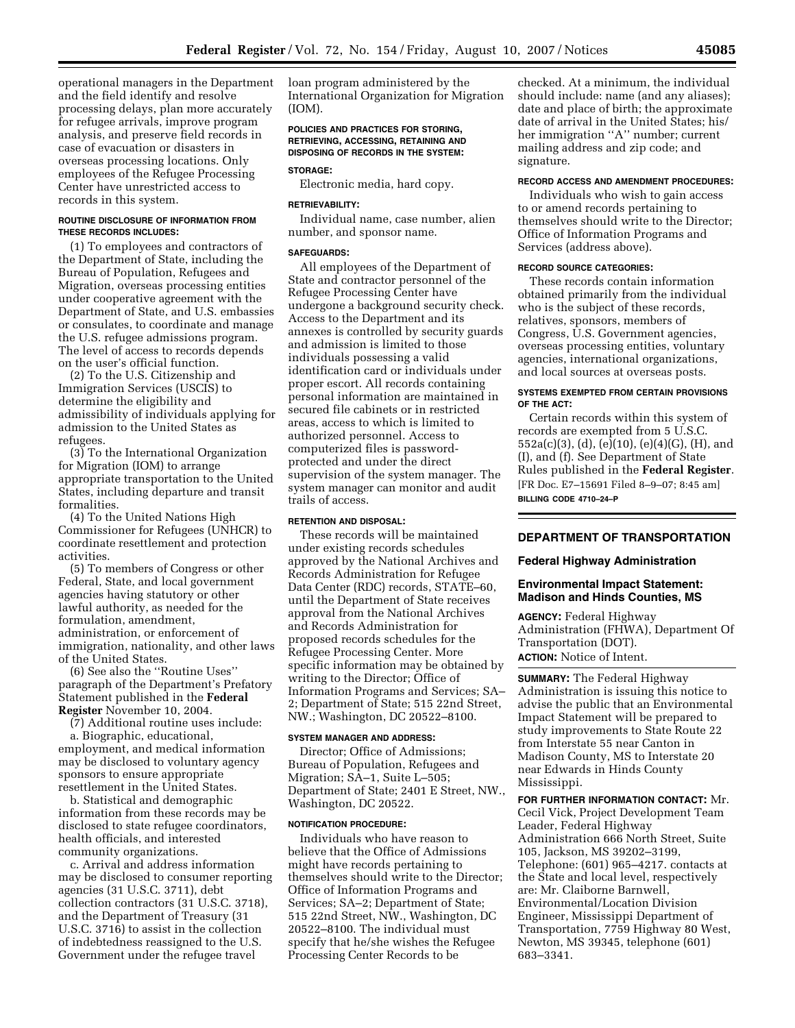operational managers in the Department and the field identify and resolve processing delays, plan more accurately for refugee arrivals, improve program analysis, and preserve field records in case of evacuation or disasters in overseas processing locations. Only employees of the Refugee Processing Center have unrestricted access to records in this system.

#### ROUTINE DISCLOSURE OF INFORMATION FROM THESE RECORDS INCLUDES:

(1) To employees and contractors of the Department of State, including the Bureau of Population, Refugees and Migration, overseas processing entities under cooperative agreement with the Department of State, and U.S. embassies or consulates, to coordinate and manage the U.S. refugee admissions program. The level of access to records depends on the user's official function.

(2) To the U.S. Citizenship and Immigration Services (USCIS) to determine the eligibility and admissibility of individuals applying for admission to the United States as refugees.

(3) To the International Organization for Migration (IOM) to arrange appropriate transportation to the United States, including departure and transit formalities.

(4) To the United Nations High Commissioner for Refugees (UNHCR) to coordinate resettlement and protection activities.

(5) To members of Congress or other Federal, State, and local government agencies having statutory or other lawful authority, as needed for the formulation, amendment, administration, or enforcement of immigration, nationality, and other laws of the United States.

(6) See also the ''Routine Uses'' paragraph of the Department's Prefatory Statement published in the **Federal Register** November 10, 2004.

(7) Additional routine uses include:

a. Biographic, educational, employment, and medical information may be disclosed to voluntary agency sponsors to ensure appropriate resettlement in the United States.

b. Statistical and demographic information from these records may be disclosed to state refugee coordinators, health officials, and interested community organizations.

c. Arrival and address information may be disclosed to consumer reporting agencies (31 U.S.C. 3711), debt collection contractors (31 U.S.C. 3718), and the Department of Treasury (31 U.S.C. 3716) to assist in the collection of indebtedness reassigned to the U.S. Government under the refugee travel loan program administered by the International Organization for Migration (IOM).

#### POLICIES AND PRACTICES FOR STORING, RETRIEVING, ACCESSING, RETAINING AND DISPOSING OF RECORDS IN THE SYSTEM:

#### STORAGE:

Electronic media, hard copy.

#### RETRIEVABILITY:

Individual name, case number, alien number, and sponsor name.

#### SAFEGUARDS:

All employees of the Department of State and contractor personnel of the Refugee Processing Center have undergone a background security check. Access to the Department and its annexes is controlled by security guards and admission is limited to those individuals possessing a valid identification card or individuals under proper escort. All records containing personal information are maintained in secured file cabinets or in restricted areas, access to which is limited to authorized personnel. Access to computerized files is password-protected and under the direct supervision of the system manager. The system manager can monitor and audit trails of access.

#### RETENTION AND DISPOSAL:

These records will be maintained under existing records schedules approved by the National Archives and Records Administration for Refugee Data Center (RDC) records, STATE–60, until the Department of State receives approval from the National Archives and Records Administration for proposed records schedules for the Refugee Processing Center. More specific information may be obtained by writing to the Director; Office of Information Programs and Services; SA–2; Department of State; 515 22nd Street, NW.; Washington, DC 20522–8100.

#### SYSTEM MANAGER AND ADDRESS:

Director; Office of Admissions; Bureau of Population, Refugees and Migration; SA–1, Suite L–505; Department of State; 2401 E Street, NW., Washington, DC 20522.

#### NOTIFICATION PROCEDURE:

Individuals who have reason to believe that the Office of Admissions might have records pertaining to themselves should write to the Director; Office of Information Programs and Services; SA–2; Department of State; 515 22nd Street, NW., Washington, DC 20522–8100. The individual must specify that he/she wishes the Refugee Processing Center Records to be checked. At a minimum, the individual should include: name (and any aliases); date and place of birth; the approximate date of arrival in the United States; his/her immigration ''A'' number; current mailing address and zip code; and signature.

#### RECORD ACCESS AND AMENDMENT PROCEDURES:

Individuals who wish to gain access to or amend records pertaining to themselves should write to the Director; Office of Information Programs and Services (address above).

#### RECORD SOURCE CATEGORIES:

These records contain information obtained primarily from the individual who is the subject of these records, relatives, sponsors, members of Congress, U.S. Government agencies, overseas processing entities, voluntary agencies, international organizations, and local sources at overseas posts.

#### SYSTEMS EXEMPTED FROM CERTAIN PROVISIONS OF THE ACT:

Certain records within this system of records are exempted from 5 U.S.C. 552a(c)(3), (d), (e)(10), (e)(4)(G), (H), and (I), and (f). See Department of State Rules published in the **Federal Register**.

[FR Doc. E7–15691 Filed 8–9–07; 8:45 am]

**BILLING CODE 4710–24–P**

## DEPARTMENT OF TRANSPORTATION

### Federal Highway Administration

### Environmental Impact Statement: Madison and Hinds Counties, MS

**AGENCY:** Federal Highway Administration (FHWA), Department Of Transportation (DOT).

**ACTION:** Notice of Intent.

**SUMMARY:** The Federal Highway Administration is issuing this notice to advise the public that an Environmental Impact Statement will be prepared to study improvements to State Route 22 from Interstate 55 near Canton in Madison County, MS to Interstate 20 near Edwards in Hinds County Mississippi.

**FOR FURTHER INFORMATION CONTACT:** Mr. Cecil Vick, Project Development Team Leader, Federal Highway Administration 666 North Street, Suite 105, Jackson, MS 39202–3199, Telephone: (601) 965–4217. contacts at the State and local level, respectively are: Mr. Claiborne Barnwell, Environmental/Location Division Engineer, Mississippi Department of Transportation, 7759 Highway 80 West, Newton, MS 39345, telephone (601) 683–3341.